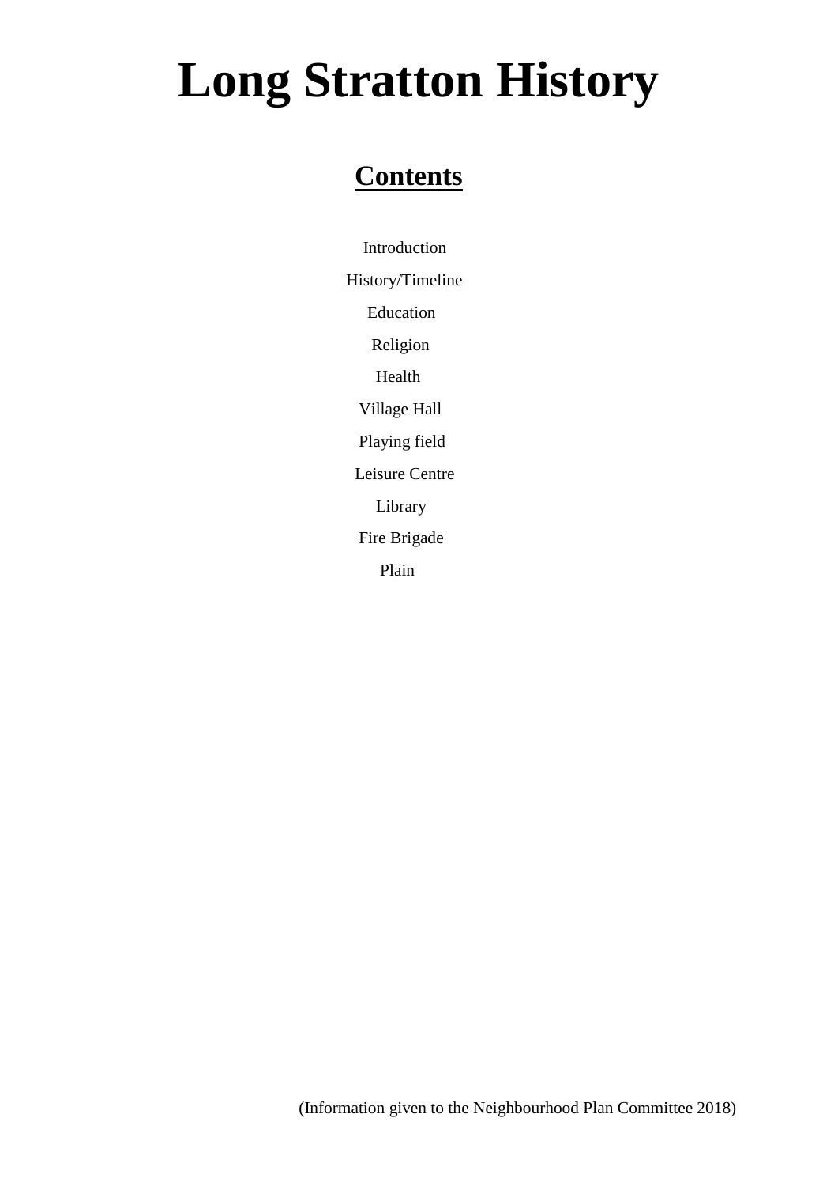# Long Stratton History

## Contents

Introduction

History/Timeline

Education

Religion

Health

Village Hall

Playing field

Leisure Centre

Library

Fire Brigade

Plain

(Information given to the Neighbourhood Plan Committee 2018)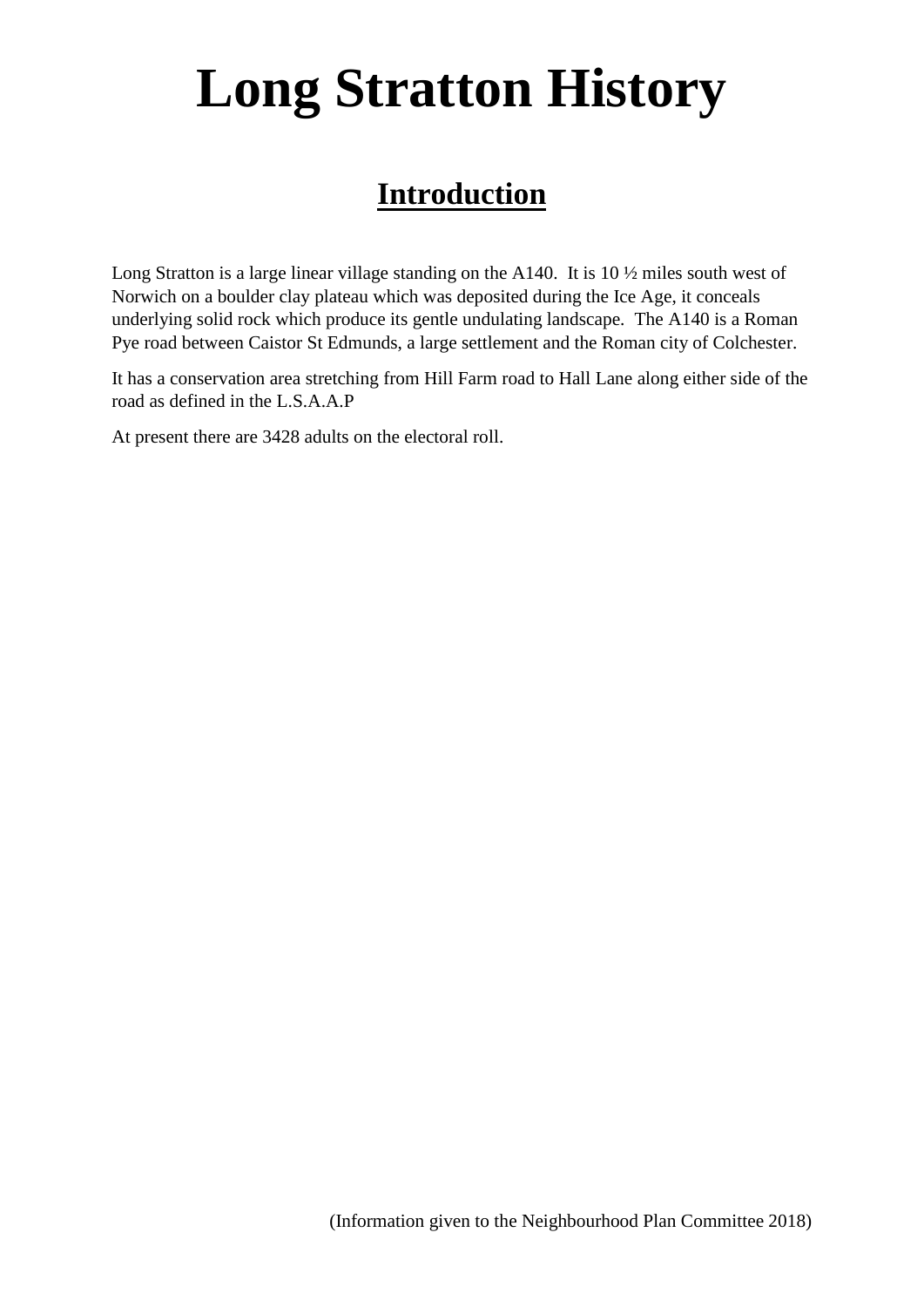# Long Stratton History

## Introduction

Long Stratton is a large linear village standing on the A140. It is 10 ½ miles south west of Norwich on a boulder clay plateau which was deposited during the Ice Age, it conceals underlying solid rock which produce its gentle undulating landscape. The A140 is a Roman Pye road between Caistor St Edmunds, a large settlement and the Roman city of Colchester.

It has a conservation area stretching from Hill Farm road to Hall Lane along either side of the road as defined in the L.S.A.A.P

At present there are 3428 adults on the electoral roll.

(Information given to the Neighbourhood Plan Committee 2018)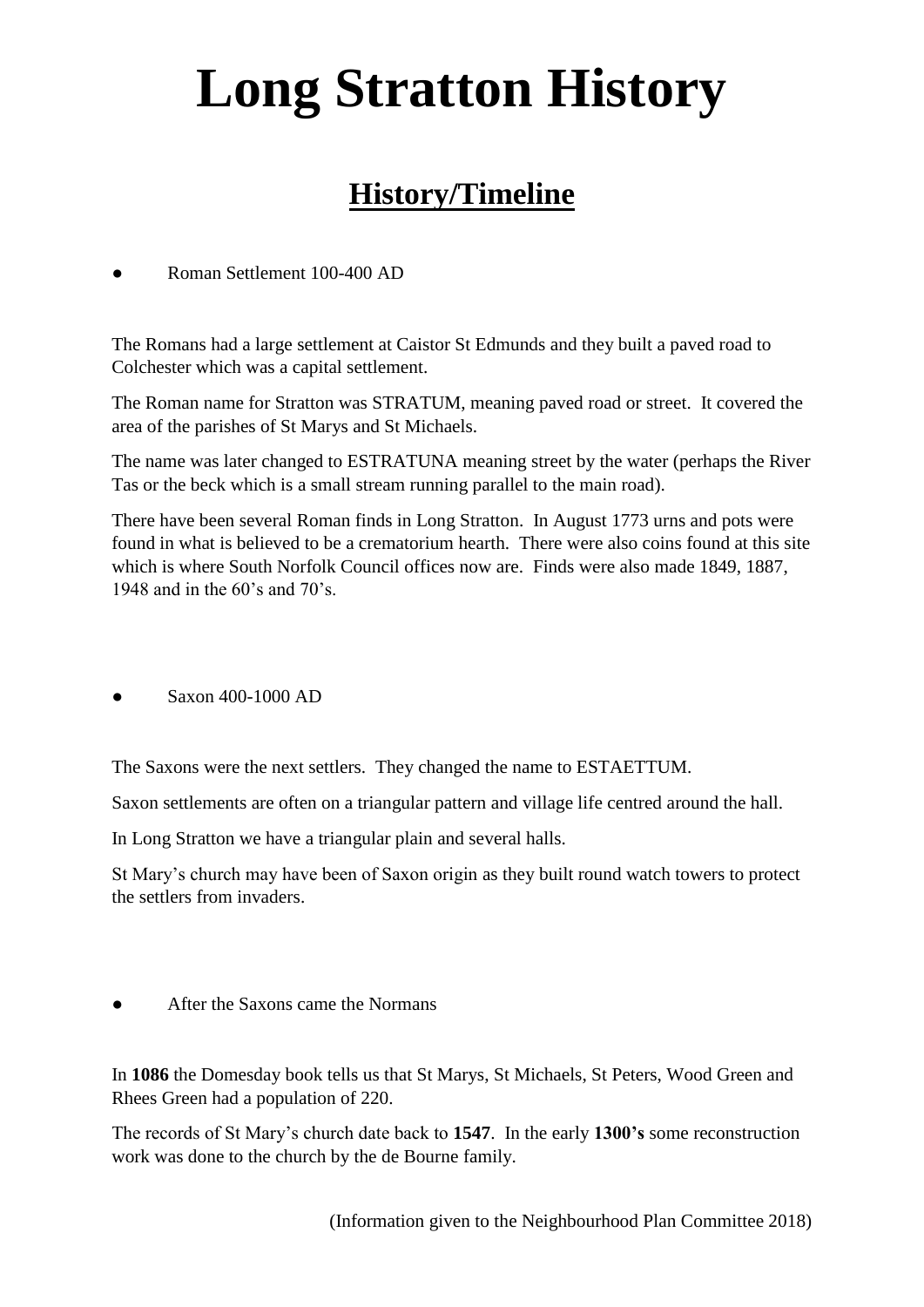# Long Stratton History

## History/Timeline

- Roman Settlement 100-400 AD

The Romans had a large settlement at Caistor St Edmunds and they built a paved road to Colchester which was a capital settlement.

The Roman name for Stratton was STRATUM, meaning paved road or street. It covered the area of the parishes of St Marys and St Michaels.

The name was later changed to ESTRATUNA meaning street by the water (perhaps the River Tas or the beck which is a small stream running parallel to the main road).

There have been several Roman finds in Long Stratton. In August 1773 urns and pots were found in what is believed to be a crematorium hearth. There were also coins found at this site which is where South Norfolk Council offices now are. Finds were also made 1849, 1887, 1948 and in the 60's and 70's.

- Saxon 400-1000 AD

The Saxons were the next settlers. They changed the name to ESTAETTUM.

Saxon settlements are often on a triangular pattern and village life centred around the hall.

In Long Stratton we have a triangular plain and several halls.

St Mary's church may have been of Saxon origin as they built round watch towers to protect the settlers from invaders.

- After the Saxons came the Normans

In **1086** the Domesday book tells us that St Marys, St Michaels, St Peters, Wood Green and Rhees Green had a population of 220.

The records of St Mary's church date back to **1547**. In the early **1300's** some reconstruction work was done to the church by the de Bourne family.

(Information given to the Neighbourhood Plan Committee 2018)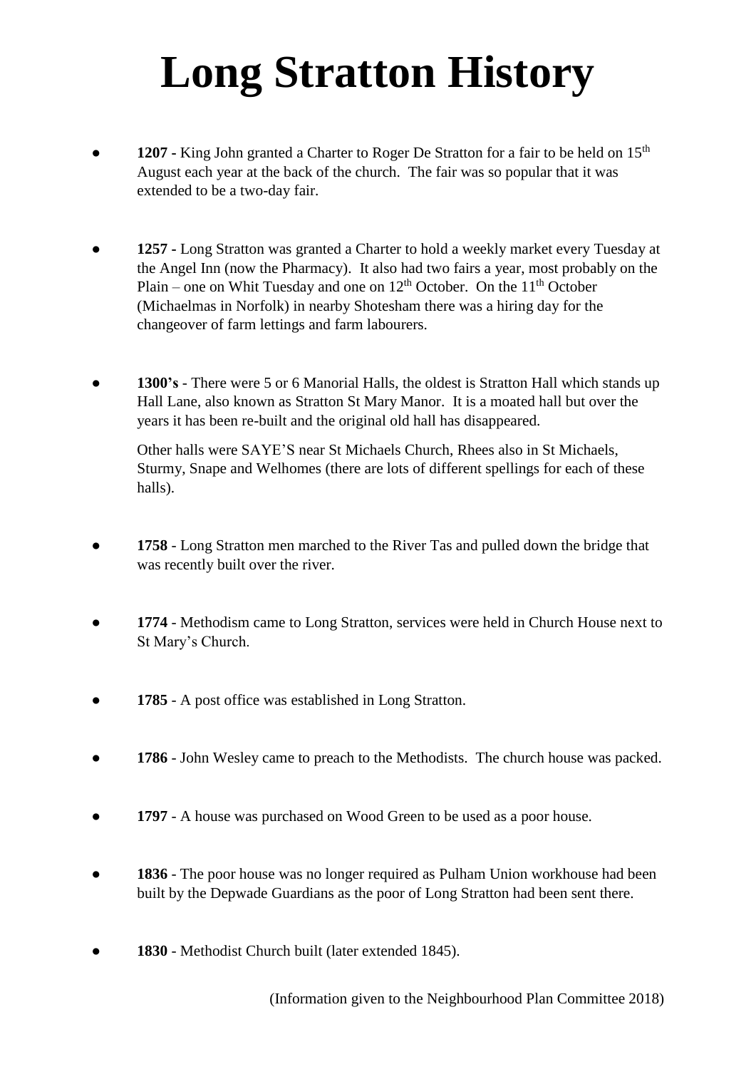# Long Stratton History

- **1207 -** King John granted a Charter to Roger De Stratton for a fair to be held on 15th August each year at the back of the church. The fair was so popular that it was extended to be a two-day fair.

- **1257 -** Long Stratton was granted a Charter to hold a weekly market every Tuesday at the Angel Inn (now the Pharmacy). It also had two fairs a year, most probably on the Plain – one on Whit Tuesday and one on 12th October. On the 11th October (Michaelmas in Norfolk) in nearby Shotesham there was a hiring day for the changeover of farm lettings and farm labourers.

- **1300's** - There were 5 or 6 Manorial Halls, the oldest is Stratton Hall which stands up Hall Lane, also known as Stratton St Mary Manor. It is a moated hall but over the years it has been re-built and the original old hall has disappeared.

  Other halls were SAYE'S near St Michaels Church, Rhees also in St Michaels, Sturmy, Snape and Welhomes (there are lots of different spellings for each of these halls).

- **1758** - Long Stratton men marched to the River Tas and pulled down the bridge that was recently built over the river.

- **1774** - Methodism came to Long Stratton, services were held in Church House next to St Mary's Church.

- **1785** - A post office was established in Long Stratton.

- **1786** - John Wesley came to preach to the Methodists. The church house was packed.

- **1797** - A house was purchased on Wood Green to be used as a poor house.

- **1836** - The poor house was no longer required as Pulham Union workhouse had been built by the Depwade Guardians as the poor of Long Stratton had been sent there.

- **1830** - Methodist Church built (later extended 1845).

(Information given to the Neighbourhood Plan Committee 2018)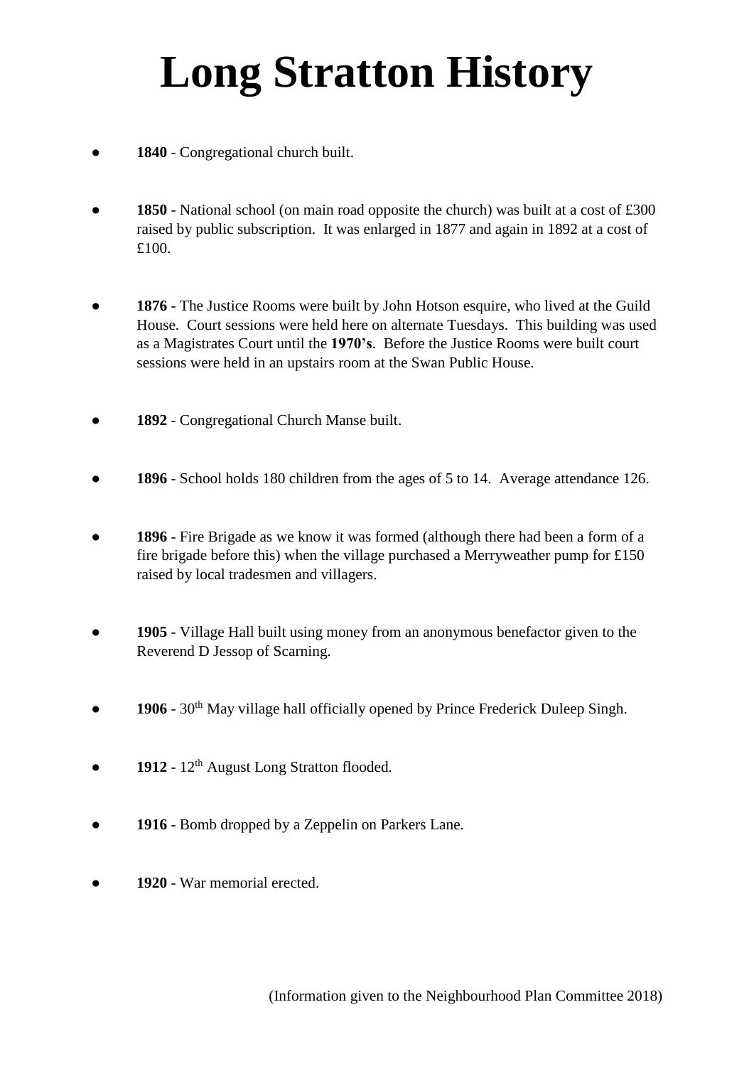# Long Stratton History

- **1840** - Congregational church built.

- **1850** - National school (on main road opposite the church) was built at a cost of £300 raised by public subscription. It was enlarged in 1877 and again in 1892 at a cost of £100.

- **1876** - The Justice Rooms were built by John Hotson esquire, who lived at the Guild House. Court sessions were held here on alternate Tuesdays. This building was used as a Magistrates Court until the **1970's**. Before the Justice Rooms were built court sessions were held in an upstairs room at the Swan Public House.

- **1892** - Congregational Church Manse built.

- **1896** - School holds 180 children from the ages of 5 to 14. Average attendance 126.

- **1896** - Fire Brigade as we know it was formed (although there had been a form of a fire brigade before this) when the village purchased a Merryweather pump for £150 raised by local tradesmen and villagers.

- **1905** - Village Hall built using money from an anonymous benefactor given to the Reverend D Jessop of Scarning.

- **1906** - 30th May village hall officially opened by Prince Frederick Duleep Singh.

- **1912** - 12th August Long Stratton flooded.

- **1916** - Bomb dropped by a Zeppelin on Parkers Lane.

- **1920** - War memorial erected.

(Information given to the Neighbourhood Plan Committee 2018)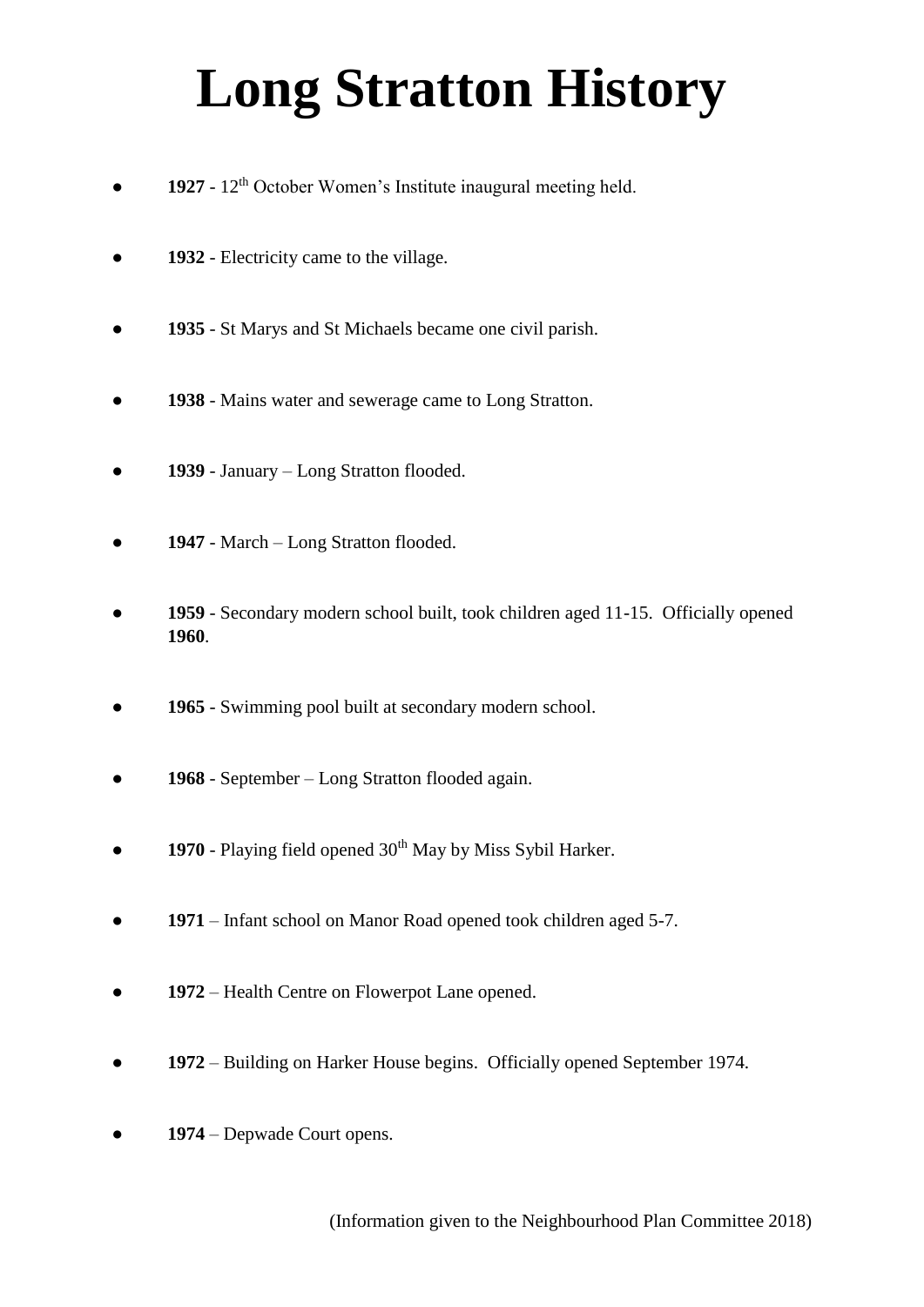# Long Stratton History

- **1927** - 12th October Women's Institute inaugural meeting held.
- **1932** - Electricity came to the village.
- **1935** - St Marys and St Michaels became one civil parish.
- **1938** - Mains water and sewerage came to Long Stratton.
- **1939** - January – Long Stratton flooded.
- **1947** - March – Long Stratton flooded.
- **1959** - Secondary modern school built, took children aged 11-15. Officially opened **1960**.
- **1965** - Swimming pool built at secondary modern school.
- **1968** - September – Long Stratton flooded again.
- **1970** - Playing field opened 30th May by Miss Sybil Harker.
- **1971** – Infant school on Manor Road opened took children aged 5-7.
- **1972** – Health Centre on Flowerpot Lane opened.
- **1972** – Building on Harker House begins. Officially opened September 1974.
- **1974** – Depwade Court opens.

(Information given to the Neighbourhood Plan Committee 2018)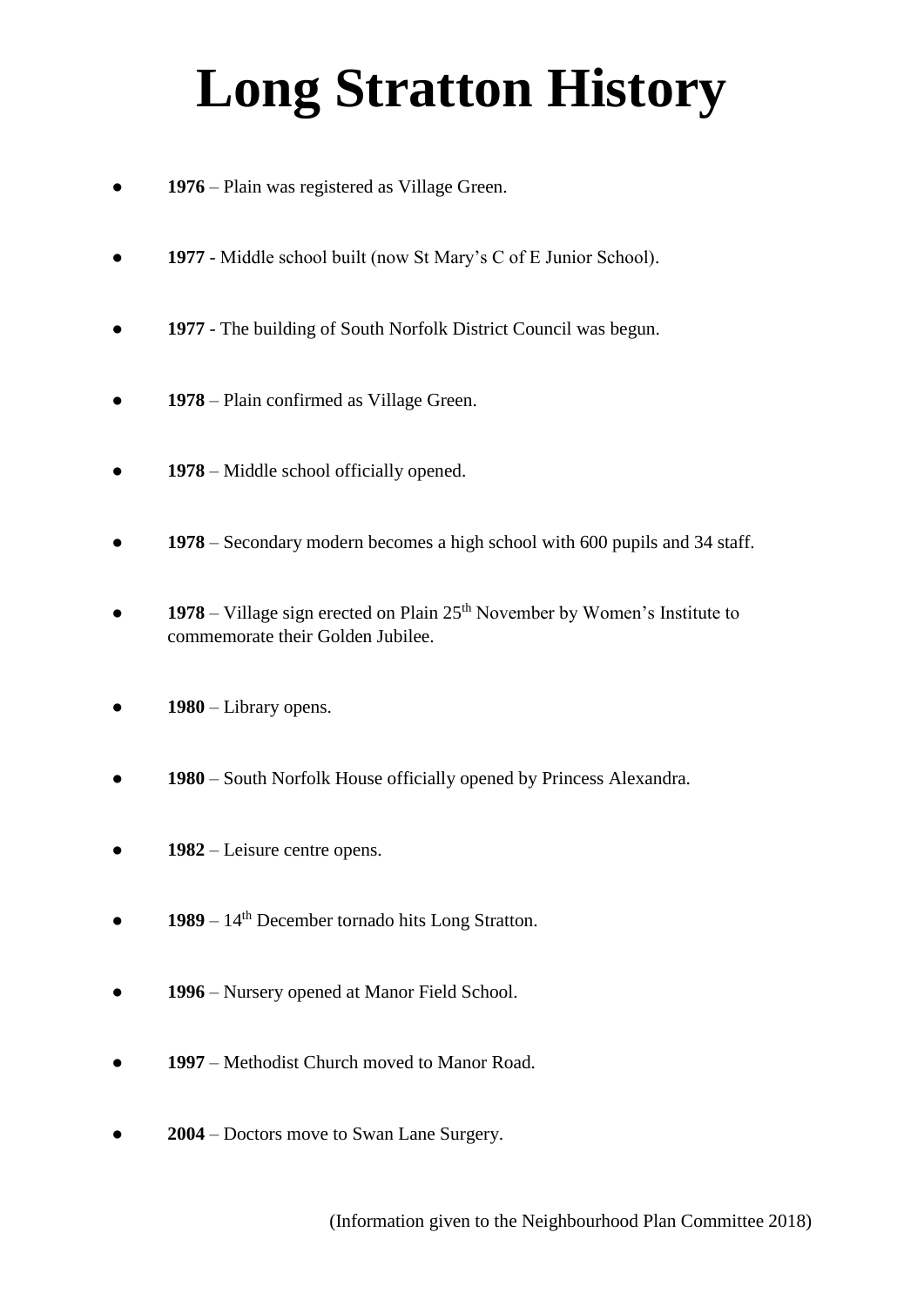# Long Stratton History

- **1976** – Plain was registered as Village Green.
- **1977** - Middle school built (now St Mary's C of E Junior School).
- **1977** - The building of South Norfolk District Council was begun.
- **1978** – Plain confirmed as Village Green.
- **1978** – Middle school officially opened.
- **1978** – Secondary modern becomes a high school with 600 pupils and 34 staff.
- **1978** – Village sign erected on Plain 25th November by Women's Institute to commemorate their Golden Jubilee.
- **1980** – Library opens.
- **1980** – South Norfolk House officially opened by Princess Alexandra.
- **1982** – Leisure centre opens.
- **1989** – 14th December tornado hits Long Stratton.
- **1996** – Nursery opened at Manor Field School.
- **1997** – Methodist Church moved to Manor Road.
- **2004** – Doctors move to Swan Lane Surgery.

(Information given to the Neighbourhood Plan Committee 2018)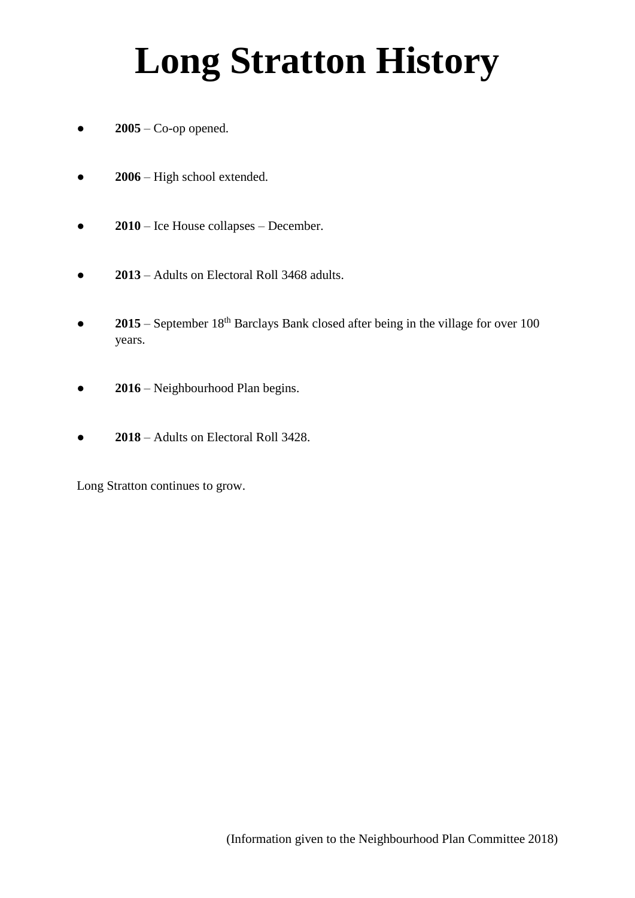# Long Stratton History

- **2005** – Co-op opened.
- **2006** – High school extended.
- **2010** – Ice House collapses – December.
- **2013** – Adults on Electoral Roll 3468 adults.
- **2015** – September 18th Barclays Bank closed after being in the village for over 100 years.
- **2016** – Neighbourhood Plan begins.
- **2018** – Adults on Electoral Roll 3428.

Long Stratton continues to grow.

(Information given to the Neighbourhood Plan Committee 2018)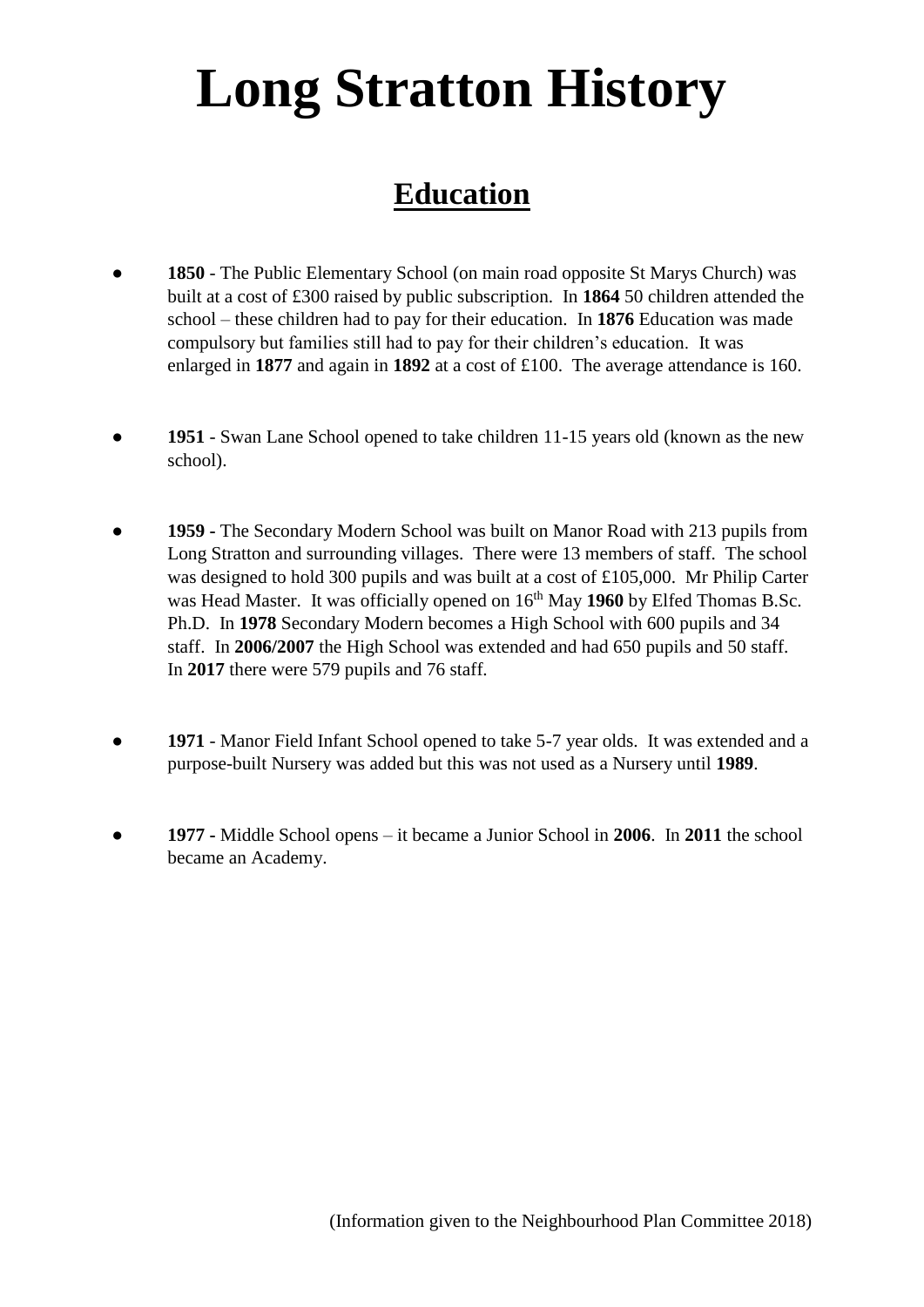# Long Stratton History

## Education

- **1850** - The Public Elementary School (on main road opposite St Marys Church) was built at a cost of £300 raised by public subscription. In **1864** 50 children attended the school – these children had to pay for their education. In **1876** Education was made compulsory but families still had to pay for their children's education. It was enlarged in **1877** and again in **1892** at a cost of £100. The average attendance is 160.

- **1951** - Swan Lane School opened to take children 11-15 years old (known as the new school).

- **1959 -** The Secondary Modern School was built on Manor Road with 213 pupils from Long Stratton and surrounding villages. There were 13 members of staff. The school was designed to hold 300 pupils and was built at a cost of £105,000. Mr Philip Carter was Head Master. It was officially opened on 16th May **1960** by Elfed Thomas B.Sc. Ph.D. In **1978** Secondary Modern becomes a High School with 600 pupils and 34 staff. In **2006/2007** the High School was extended and had 650 pupils and 50 staff. In **2017** there were 579 pupils and 76 staff.

- **1971** - Manor Field Infant School opened to take 5-7 year olds. It was extended and a purpose-built Nursery was added but this was not used as a Nursery until **1989**.

- **1977 -** Middle School opens – it became a Junior School in **2006**. In **2011** the school became an Academy.

(Information given to the Neighbourhood Plan Committee 2018)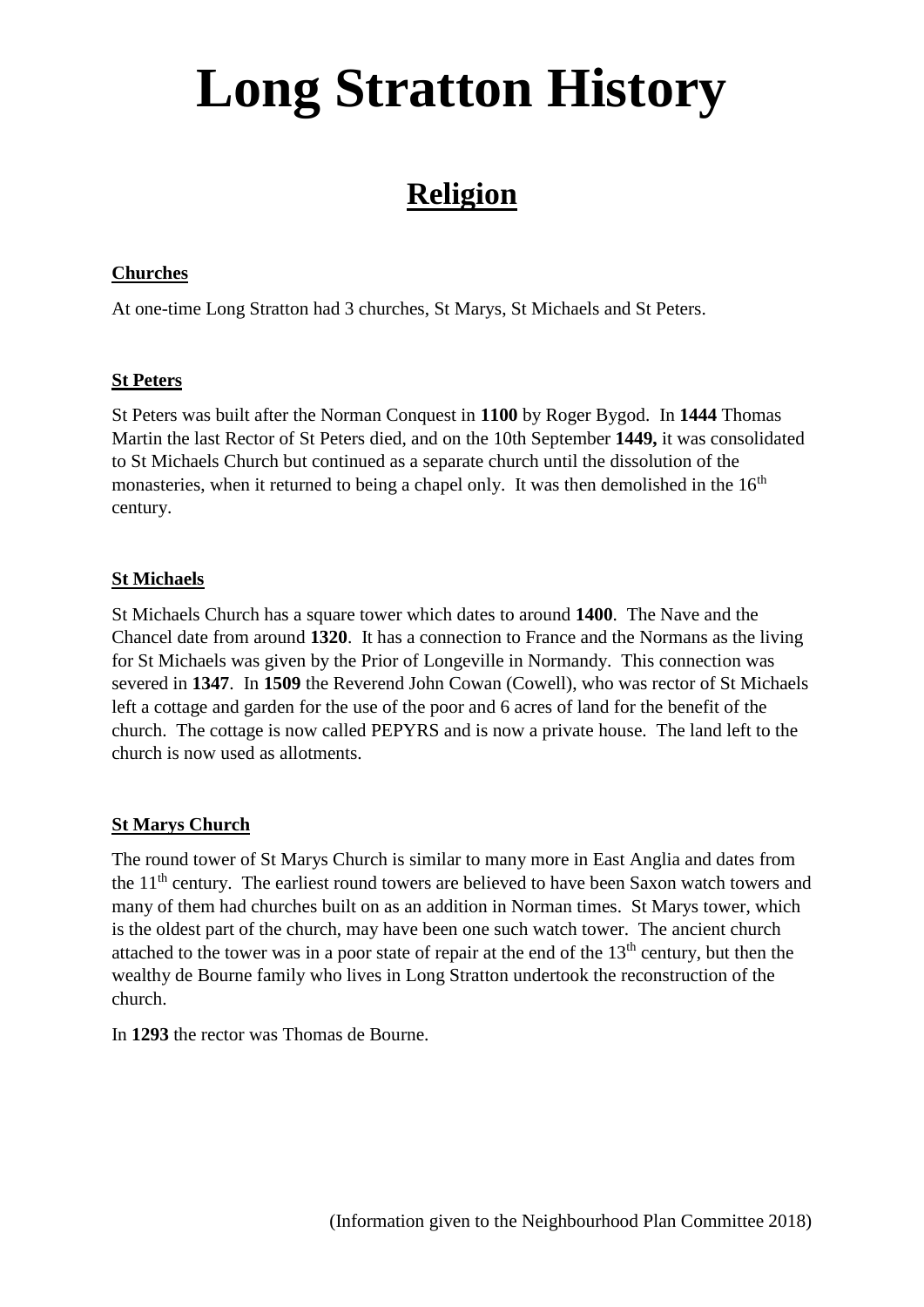# Long Stratton History

## Religion

**Churches**

At one-time Long Stratton had 3 churches, St Marys, St Michaels and St Peters.

**St Peters**

St Peters was built after the Norman Conquest in **1100** by Roger Bygod. In **1444** Thomas Martin the last Rector of St Peters died, and on the 10th September **1449,** it was consolidated to St Michaels Church but continued as a separate church until the dissolution of the monasteries, when it returned to being a chapel only. It was then demolished in the 16th century.

**St Michaels**

St Michaels Church has a square tower which dates to around **1400**. The Nave and the Chancel date from around **1320**. It has a connection to France and the Normans as the living for St Michaels was given by the Prior of Longeville in Normandy. This connection was severed in **1347**. In **1509** the Reverend John Cowan (Cowell), who was rector of St Michaels left a cottage and garden for the use of the poor and 6 acres of land for the benefit of the church. The cottage is now called PEPYRS and is now a private house. The land left to the church is now used as allotments.

**St Marys Church**

The round tower of St Marys Church is similar to many more in East Anglia and dates from the 11th century. The earliest round towers are believed to have been Saxon watch towers and many of them had churches built on as an addition in Norman times. St Marys tower, which is the oldest part of the church, may have been one such watch tower. The ancient church attached to the tower was in a poor state of repair at the end of the 13th century, but then the wealthy de Bourne family who lives in Long Stratton undertook the reconstruction of the church.

In **1293** the rector was Thomas de Bourne.

(Information given to the Neighbourhood Plan Committee 2018)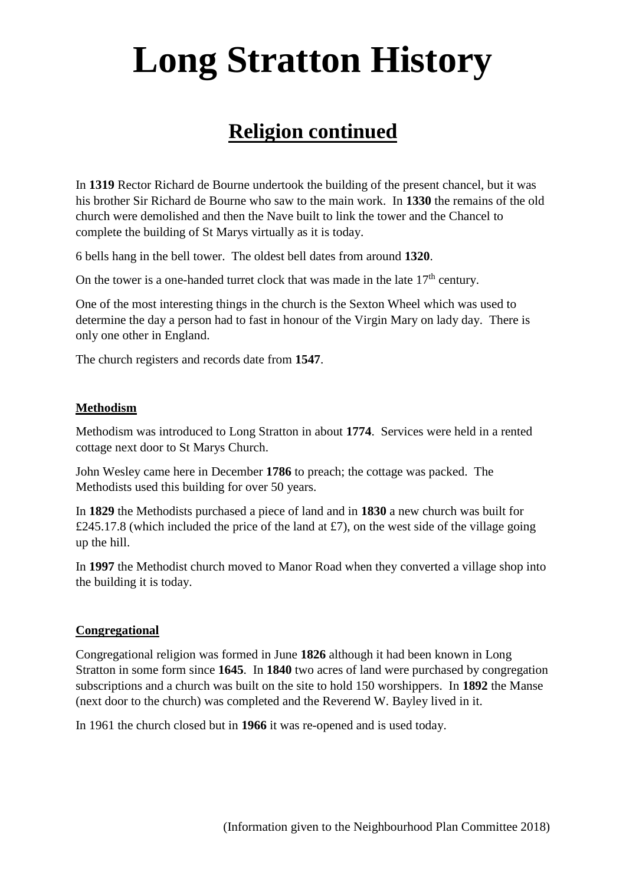# Long Stratton History

## Religion continued

In **1319** Rector Richard de Bourne undertook the building of the present chancel, but it was his brother Sir Richard de Bourne who saw to the main work. In **1330** the remains of the old church were demolished and then the Nave built to link the tower and the Chancel to complete the building of St Marys virtually as it is today.

6 bells hang in the bell tower. The oldest bell dates from around **1320**.

On the tower is a one-handed turret clock that was made in the late 17th century.

One of the most interesting things in the church is the Sexton Wheel which was used to determine the day a person had to fast in honour of the Virgin Mary on lady day. There is only one other in England.

The church registers and records date from **1547**.

### Methodism

Methodism was introduced to Long Stratton in about **1774**. Services were held in a rented cottage next door to St Marys Church.

John Wesley came here in December **1786** to preach; the cottage was packed. The Methodists used this building for over 50 years.

In **1829** the Methodists purchased a piece of land and in **1830** a new church was built for £245.17.8 (which included the price of the land at £7), on the west side of the village going up the hill.

In **1997** the Methodist church moved to Manor Road when they converted a village shop into the building it is today.

### Congregational

Congregational religion was formed in June **1826** although it had been known in Long Stratton in some form since **1645**. In **1840** two acres of land were purchased by congregation subscriptions and a church was built on the site to hold 150 worshippers. In **1892** the Manse (next door to the church) was completed and the Reverend W. Bayley lived in it.

In 1961 the church closed but in **1966** it was re-opened and is used today.

(Information given to the Neighbourhood Plan Committee 2018)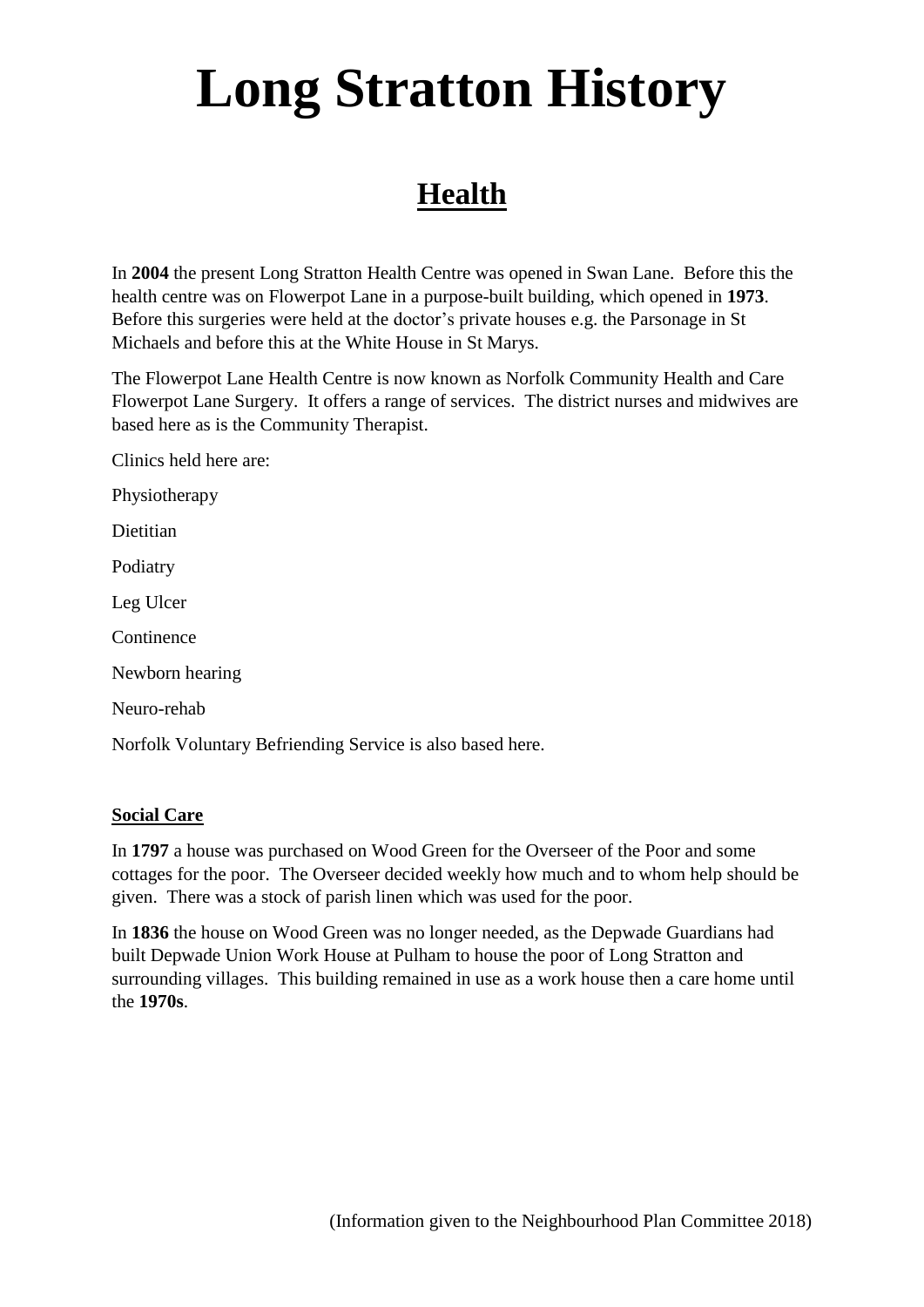# Long Stratton History

## Health

In **2004** the present Long Stratton Health Centre was opened in Swan Lane. Before this the health centre was on Flowerpot Lane in a purpose-built building, which opened in **1973**. Before this surgeries were held at the doctor's private houses e.g. the Parsonage in St Michaels and before this at the White House in St Marys.

The Flowerpot Lane Health Centre is now known as Norfolk Community Health and Care Flowerpot Lane Surgery. It offers a range of services. The district nurses and midwives are based here as is the Community Therapist.

Clinics held here are:

Physiotherapy

Dietitian

Podiatry

Leg Ulcer

Continence

Newborn hearing

Neuro-rehab

Norfolk Voluntary Befriending Service is also based here.

### Social Care

In **1797** a house was purchased on Wood Green for the Overseer of the Poor and some cottages for the poor. The Overseer decided weekly how much and to whom help should be given. There was a stock of parish linen which was used for the poor.

In **1836** the house on Wood Green was no longer needed, as the Depwade Guardians had built Depwade Union Work House at Pulham to house the poor of Long Stratton and surrounding villages. This building remained in use as a work house then a care home until the **1970s**.

(Information given to the Neighbourhood Plan Committee 2018)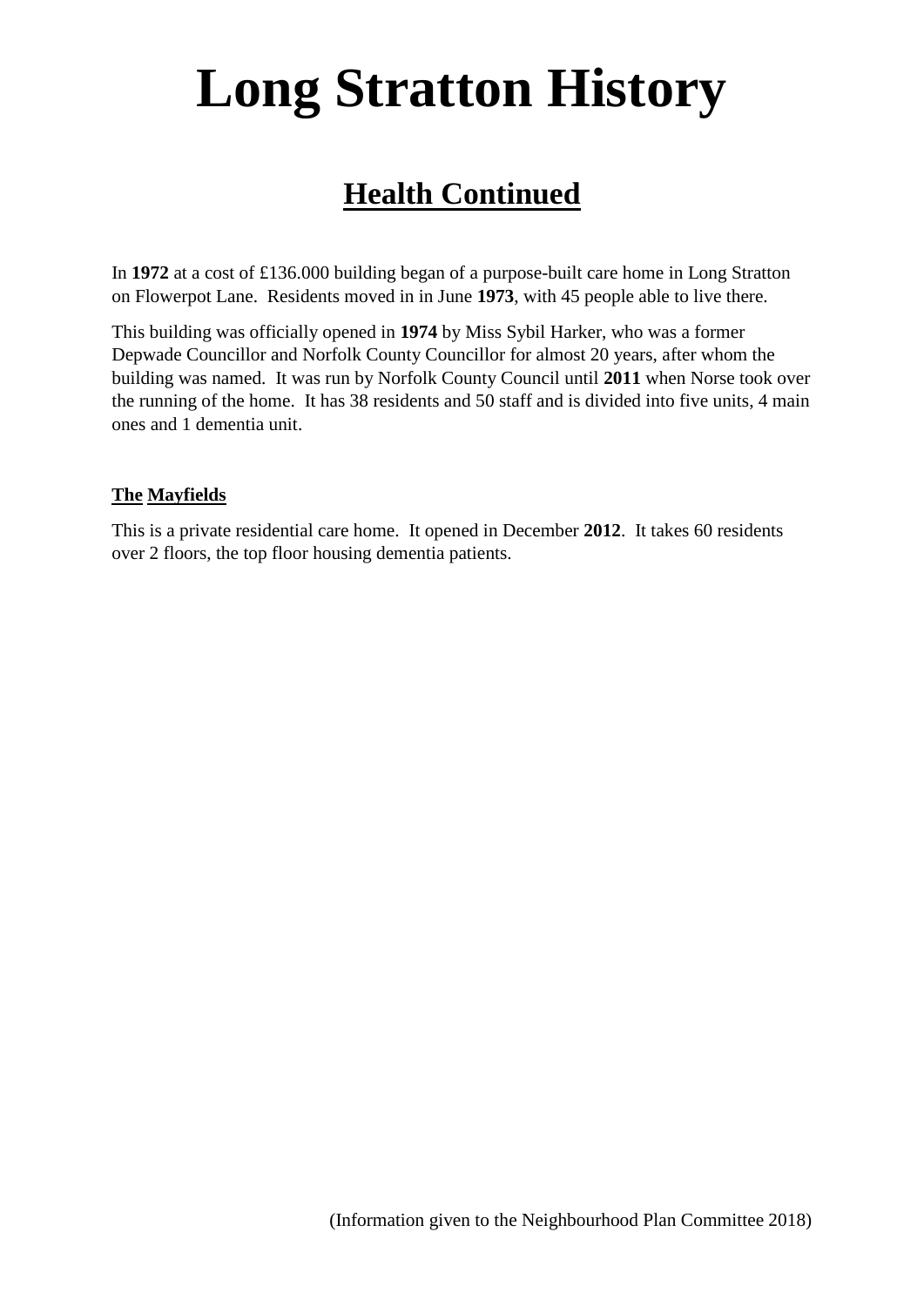# Long Stratton History

## Health Continued

In **1972** at a cost of £136.000 building began of a purpose-built care home in Long Stratton on Flowerpot Lane. Residents moved in in June **1973**, with 45 people able to live there.

This building was officially opened in **1974** by Miss Sybil Harker, who was a former Depwade Councillor and Norfolk County Councillor for almost 20 years, after whom the building was named. It was run by Norfolk County Council until **2011** when Norse took over the running of the home. It has 38 residents and 50 staff and is divided into five units, 4 main ones and 1 dementia unit.

**The Mayfields**

This is a private residential care home. It opened in December **2012**. It takes 60 residents over 2 floors, the top floor housing dementia patients.

(Information given to the Neighbourhood Plan Committee 2018)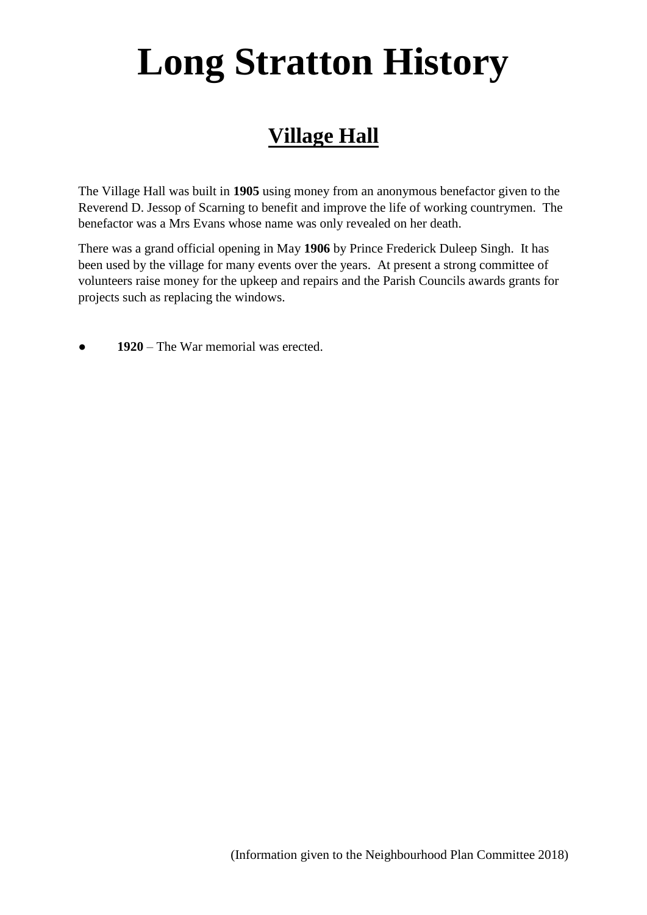# Long Stratton History

## Village Hall

The Village Hall was built in **1905** using money from an anonymous benefactor given to the Reverend D. Jessop of Scarning to benefit and improve the life of working countrymen. The benefactor was a Mrs Evans whose name was only revealed on her death.

There was a grand official opening in May **1906** by Prince Frederick Duleep Singh. It has been used by the village for many events over the years. At present a strong committee of volunteers raise money for the upkeep and repairs and the Parish Councils awards grants for projects such as replacing the windows.

- **1920** – The War memorial was erected.

(Information given to the Neighbourhood Plan Committee 2018)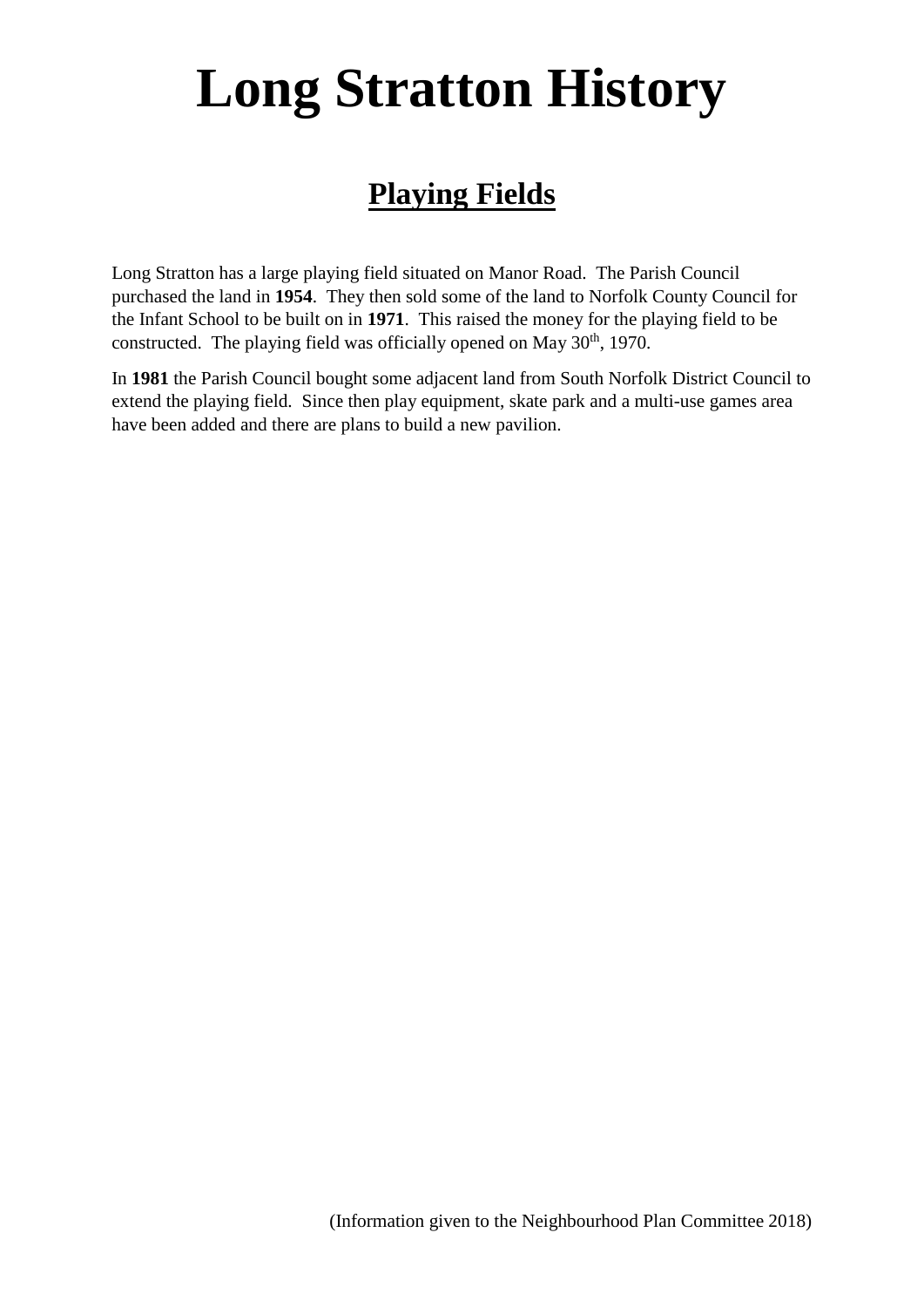# Long Stratton History

## Playing Fields

Long Stratton has a large playing field situated on Manor Road. The Parish Council purchased the land in **1954**. They then sold some of the land to Norfolk County Council for the Infant School to be built on in **1971**. This raised the money for the playing field to be constructed. The playing field was officially opened on May 30th, 1970.

In **1981** the Parish Council bought some adjacent land from South Norfolk District Council to extend the playing field. Since then play equipment, skate park and a multi-use games area have been added and there are plans to build a new pavilion.

(Information given to the Neighbourhood Plan Committee 2018)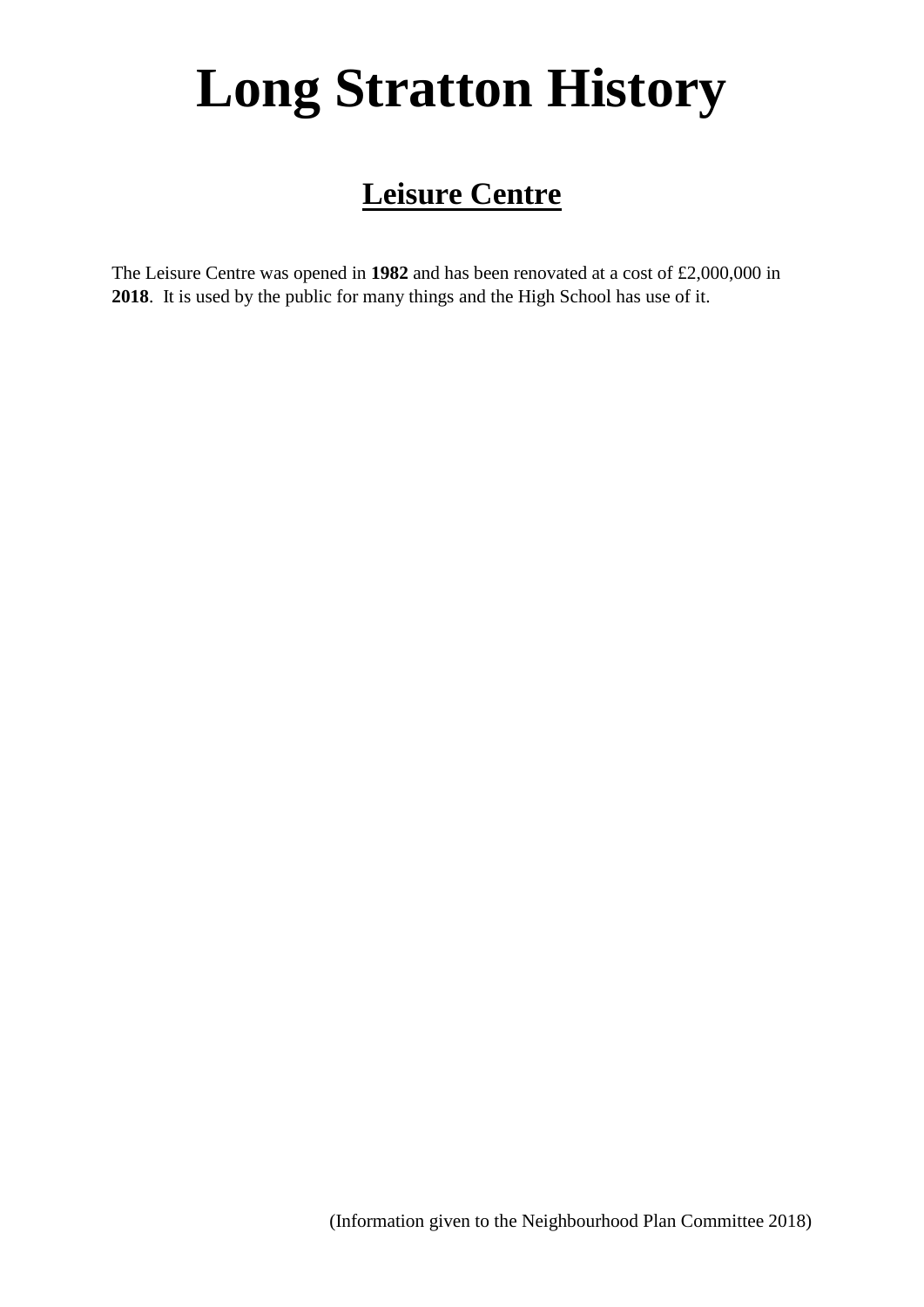# Long Stratton History

## Leisure Centre

The Leisure Centre was opened in **1982** and has been renovated at a cost of £2,000,000 in **2018**.  It is used by the public for many things and the High School has use of it.

(Information given to the Neighbourhood Plan Committee 2018)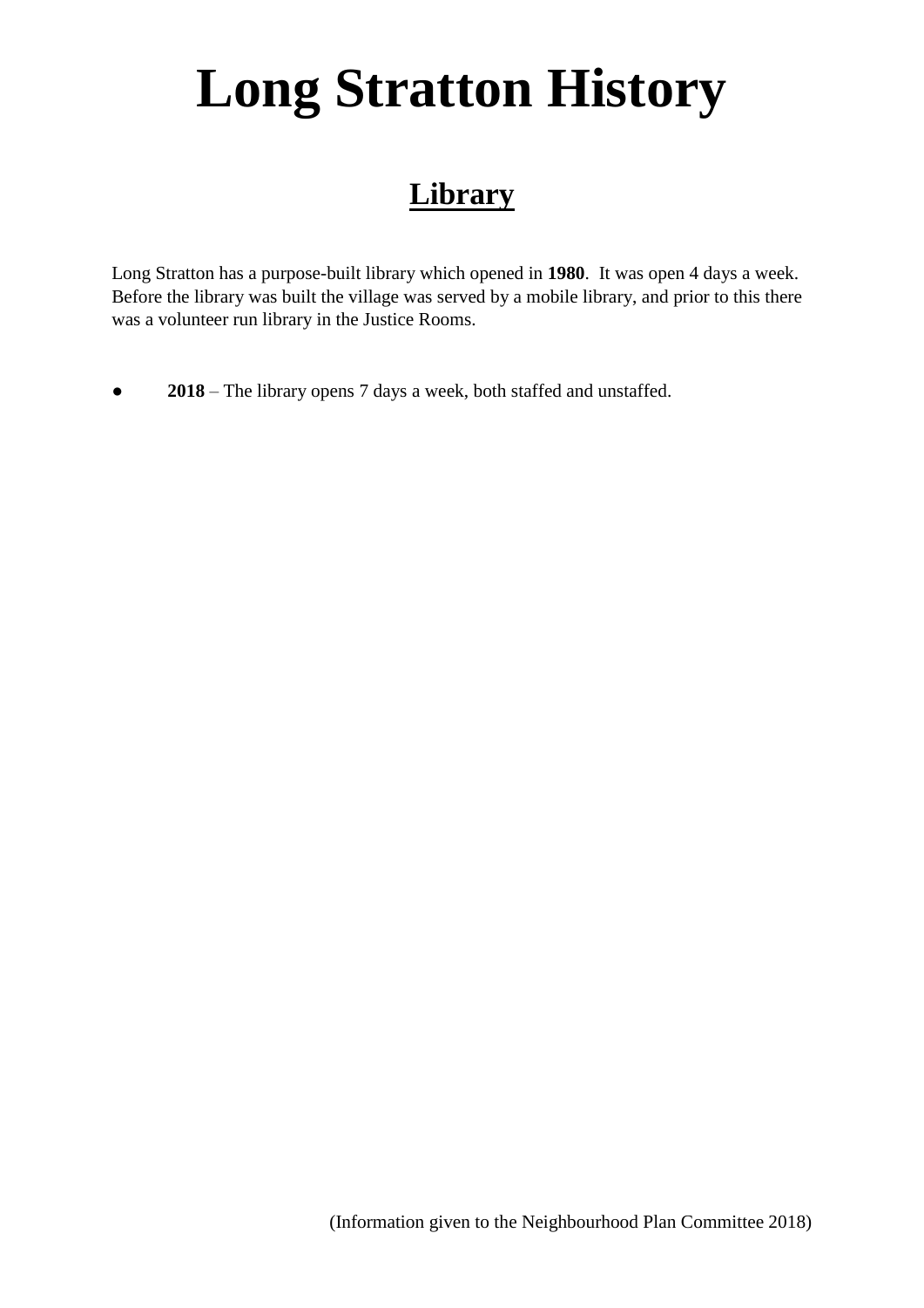# Long Stratton History

## Library

Long Stratton has a purpose-built library which opened in **1980**.  It was open 4 days a week. Before the library was built the village was served by a mobile library, and prior to this there was a volunteer run library in the Justice Rooms.

- **2018** – The library opens 7 days a week, both staffed and unstaffed.

(Information given to the Neighbourhood Plan Committee 2018)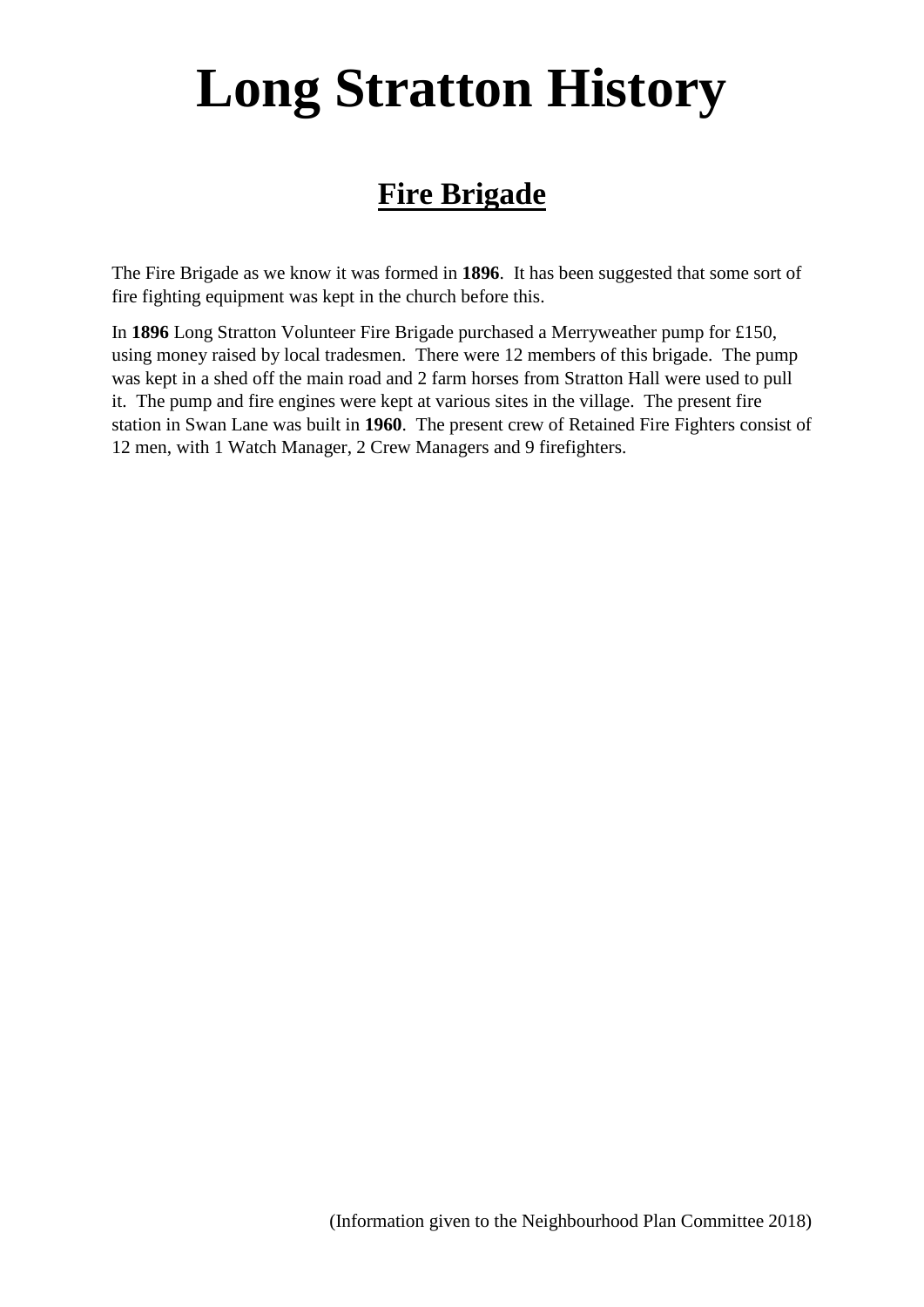# Long Stratton History

## Fire Brigade

The Fire Brigade as we know it was formed in **1896**. It has been suggested that some sort of fire fighting equipment was kept in the church before this.

In **1896** Long Stratton Volunteer Fire Brigade purchased a Merryweather pump for £150, using money raised by local tradesmen. There were 12 members of this brigade. The pump was kept in a shed off the main road and 2 farm horses from Stratton Hall were used to pull it. The pump and fire engines were kept at various sites in the village. The present fire station in Swan Lane was built in **1960**. The present crew of Retained Fire Fighters consist of 12 men, with 1 Watch Manager, 2 Crew Managers and 9 firefighters.

(Information given to the Neighbourhood Plan Committee 2018)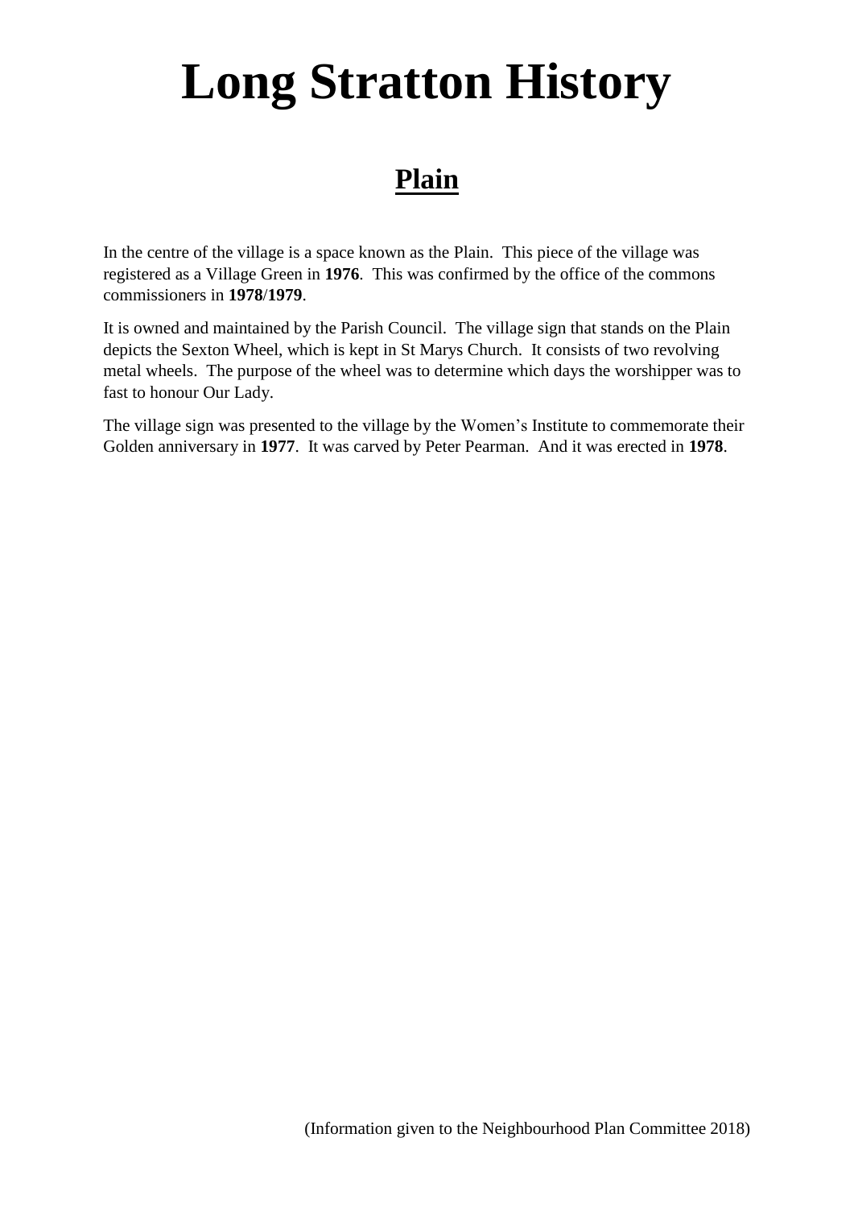# Long Stratton History

## Plain

In the centre of the village is a space known as the Plain. This piece of the village was registered as a Village Green in **1976**. This was confirmed by the office of the commons commissioners in **1978**/**1979**.

It is owned and maintained by the Parish Council. The village sign that stands on the Plain depicts the Sexton Wheel, which is kept in St Marys Church. It consists of two revolving metal wheels. The purpose of the wheel was to determine which days the worshipper was to fast to honour Our Lady.

The village sign was presented to the village by the Women's Institute to commemorate their Golden anniversary in **1977**. It was carved by Peter Pearman. And it was erected in **1978**.

(Information given to the Neighbourhood Plan Committee 2018)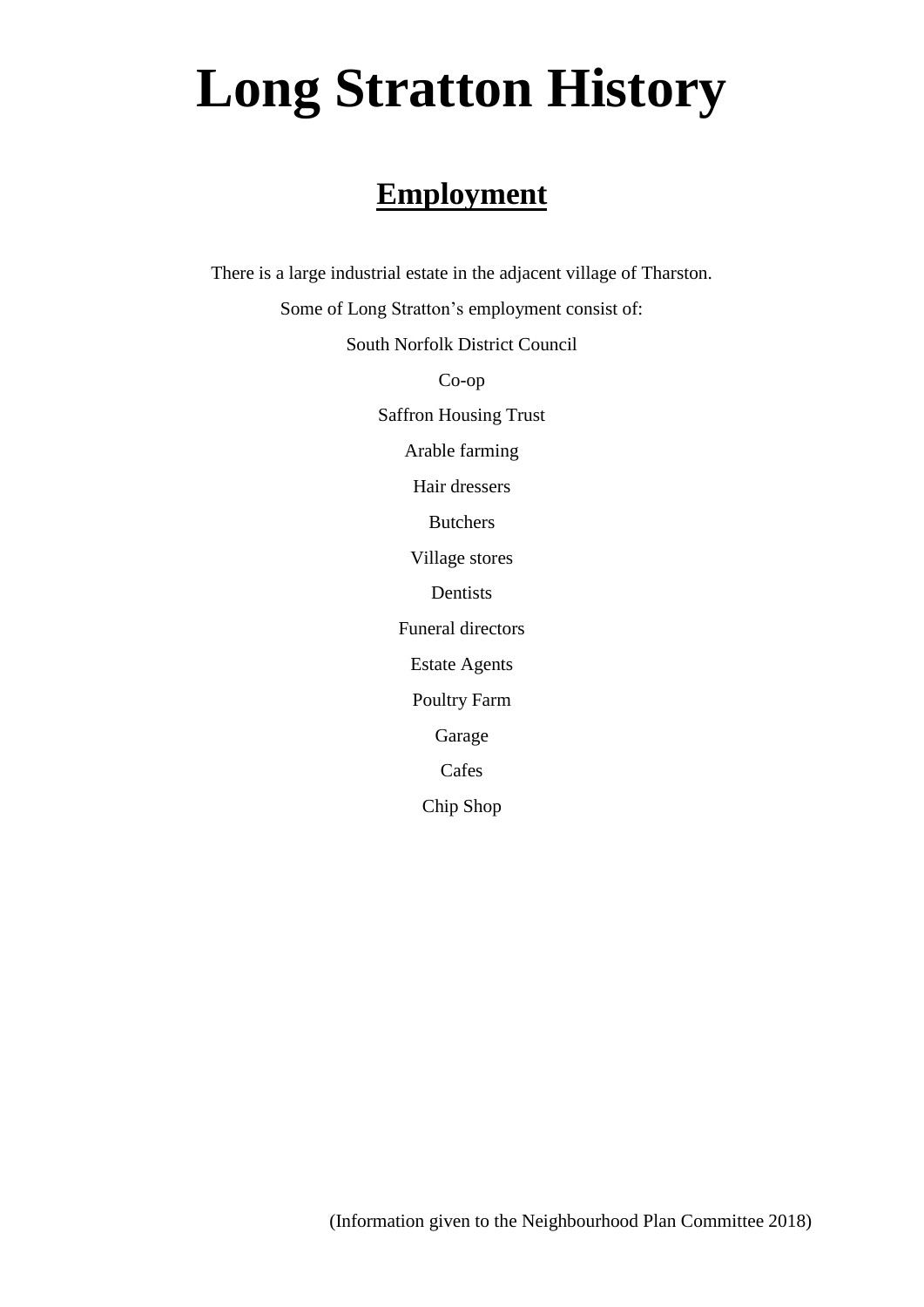# Long Stratton History

## Employment

There is a large industrial estate in the adjacent village of Tharston.

Some of Long Stratton's employment consist of:

South Norfolk District Council

Co-op

Saffron Housing Trust

Arable farming

Hair dressers

Butchers

Village stores

Dentists

Funeral directors

Estate Agents

Poultry Farm

Garage

Cafes

Chip Shop

(Information given to the Neighbourhood Plan Committee 2018)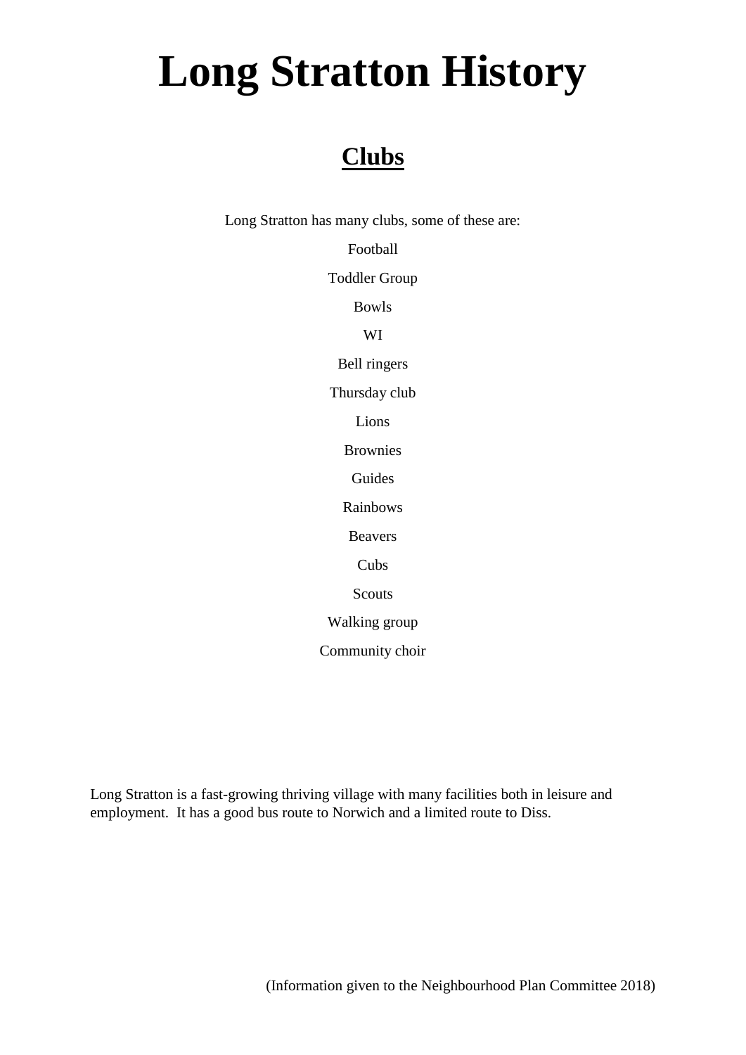# Long Stratton History

## Clubs

Long Stratton has many clubs, some of these are:

Football

Toddler Group

Bowls

WI

Bell ringers

Thursday club

Lions

Brownies

Guides

Rainbows

Beavers

Cubs

Scouts

Walking group

Community choir

Long Stratton is a fast-growing thriving village with many facilities both in leisure and employment. It has a good bus route to Norwich and a limited route to Diss.

(Information given to the Neighbourhood Plan Committee 2018)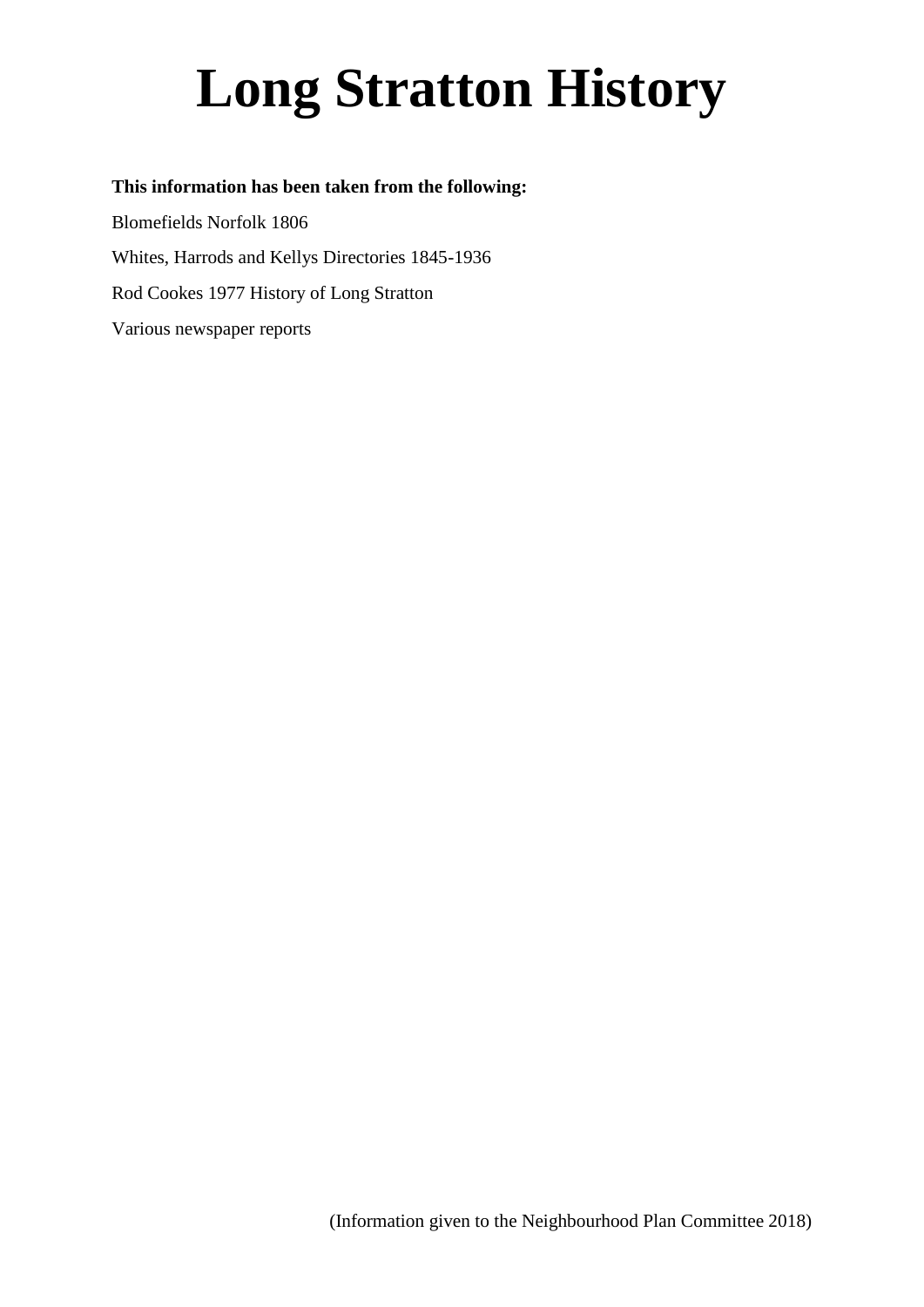# Long Stratton History

**This information has been taken from the following:**

Blomefields Norfolk 1806

Whites, Harrods and Kellys Directories 1845-1936

Rod Cookes 1977 History of Long Stratton

Various newspaper reports

(Information given to the Neighbourhood Plan Committee 2018)